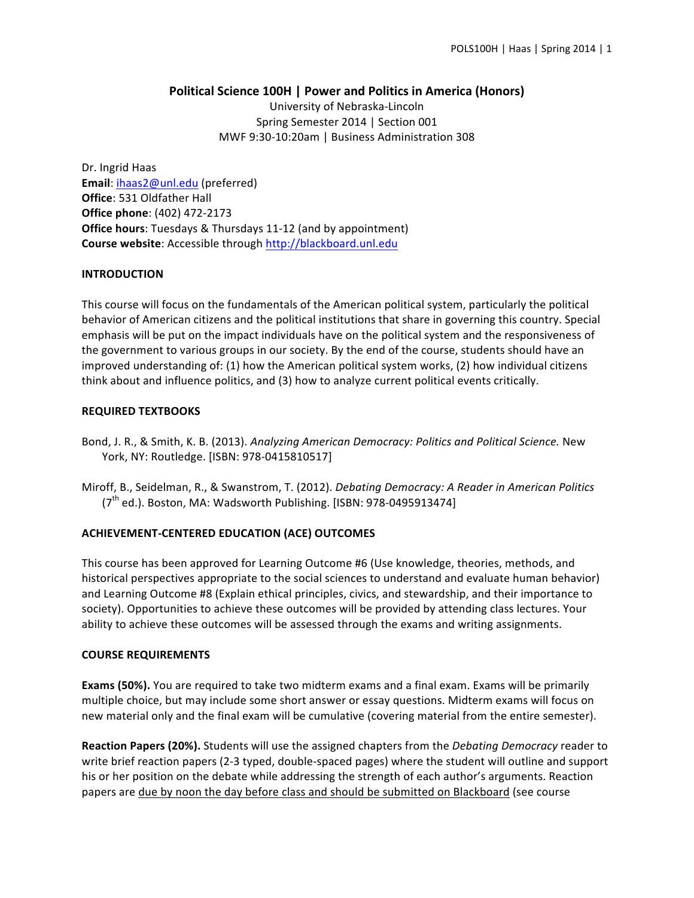# Political Science 100H | Power and Politics in America (Honors)

University of Nebraska-Lincoln
Spring Semester 2014 | Section 001
MWF 9:30-10:20am | Business Administration 308

Dr. Ingrid Haas
**Email**: ihaas2@unl.edu (preferred)
**Office**: 531 Oldfather Hall
**Office phone**: (402) 472-2173
**Office hours**: Tuesdays & Thursdays 11-12 (and by appointment)
**Course website**: Accessible through http://blackboard.unl.edu

## INTRODUCTION

This course will focus on the fundamentals of the American political system, particularly the political behavior of American citizens and the political institutions that share in governing this country. Special emphasis will be put on the impact individuals have on the political system and the responsiveness of the government to various groups in our society. By the end of the course, students should have an improved understanding of: (1) how the American political system works, (2) how individual citizens think about and influence politics, and (3) how to analyze current political events critically.

## REQUIRED TEXTBOOKS

Bond, J. R., & Smith, K. B. (2013). *Analyzing American Democracy: Politics and Political Science.* New York, NY: Routledge. [ISBN: 978-0415810517]

Miroff, B., Seidelman, R., & Swanstrom, T. (2012). *Debating Democracy: A Reader in American Politics* (7th ed.). Boston, MA: Wadsworth Publishing. [ISBN: 978-0495913474]

## ACHIEVEMENT-CENTERED EDUCATION (ACE) OUTCOMES

This course has been approved for Learning Outcome #6 (Use knowledge, theories, methods, and historical perspectives appropriate to the social sciences to understand and evaluate human behavior) and Learning Outcome #8 (Explain ethical principles, civics, and stewardship, and their importance to society). Opportunities to achieve these outcomes will be provided by attending class lectures. Your ability to achieve these outcomes will be assessed through the exams and writing assignments.

## COURSE REQUIREMENTS

**Exams (50%).** You are required to take two midterm exams and a final exam. Exams will be primarily multiple choice, but may include some short answer or essay questions. Midterm exams will focus on new material only and the final exam will be cumulative (covering material from the entire semester).

**Reaction Papers (20%).** Students will use the assigned chapters from the *Debating Democracy* reader to write brief reaction papers (2-3 typed, double-spaced pages) where the student will outline and support his or her position on the debate while addressing the strength of each author's arguments. Reaction papers are due by noon the day before class and should be submitted on Blackboard (see course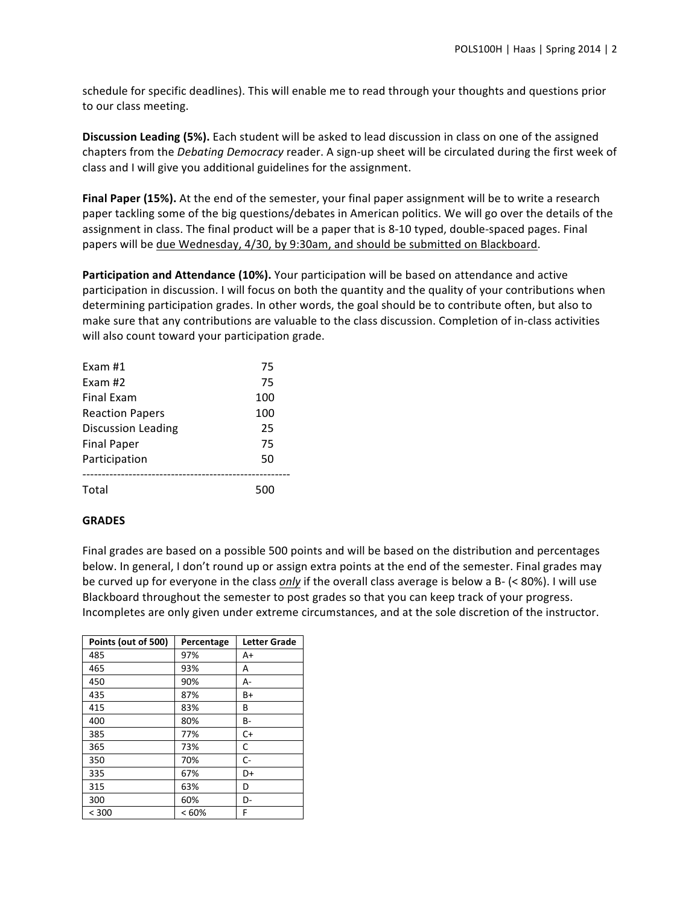schedule for specific deadlines). This will enable me to read through your thoughts and questions prior to our class meeting.

**Discussion Leading (5%).** Each student will be asked to lead discussion in class on one of the assigned chapters from the *Debating Democracy* reader. A sign-up sheet will be circulated during the first week of class and I will give you additional guidelines for the assignment.

**Final Paper (15%).** At the end of the semester, your final paper assignment will be to write a research paper tackling some of the big questions/debates in American politics. We will go over the details of the assignment in class. The final product will be a paper that is 8-10 typed, double-spaced pages. Final papers will be <u>due Wednesday, 4/30, by 9:30am, and should be submitted on Blackboard</u>.

**Participation and Attendance (10%).** Your participation will be based on attendance and active participation in discussion. I will focus on both the quantity and the quality of your contributions when determining participation grades. In other words, the goal should be to contribute often, but also to make sure that any contributions are valuable to the class discussion. Completion of in-class activities will also count toward your participation grade.

| | |
|---|---:|
| Exam #1 | 75 |
| Exam #2 | 75 |
| Final Exam | 100 |
| Reaction Papers | 100 |
| Discussion Leading | 25 |
| Final Paper | 75 |
| Participation | 50 |
| Total | 500 |

**GRADES**

Final grades are based on a possible 500 points and will be based on the distribution and percentages below. In general, I don't round up or assign extra points at the end of the semester. Final grades may be curved up for everyone in the class ***only*** if the overall class average is below a B- (< 80%). I will use Blackboard throughout the semester to post grades so that you can keep track of your progress. Incompletes are only given under extreme circumstances, and at the sole discretion of the instructor.

| Points (out of 500) | Percentage | Letter Grade |
|---|---|---|
| 485 | 97% | A+ |
| 465 | 93% | A |
| 450 | 90% | A- |
| 435 | 87% | B+ |
| 415 | 83% | B |
| 400 | 80% | B- |
| 385 | 77% | C+ |
| 365 | 73% | C |
| 350 | 70% | C- |
| 335 | 67% | D+ |
| 315 | 63% | D |
| 300 | 60% | D- |
| < 300 | < 60% | F |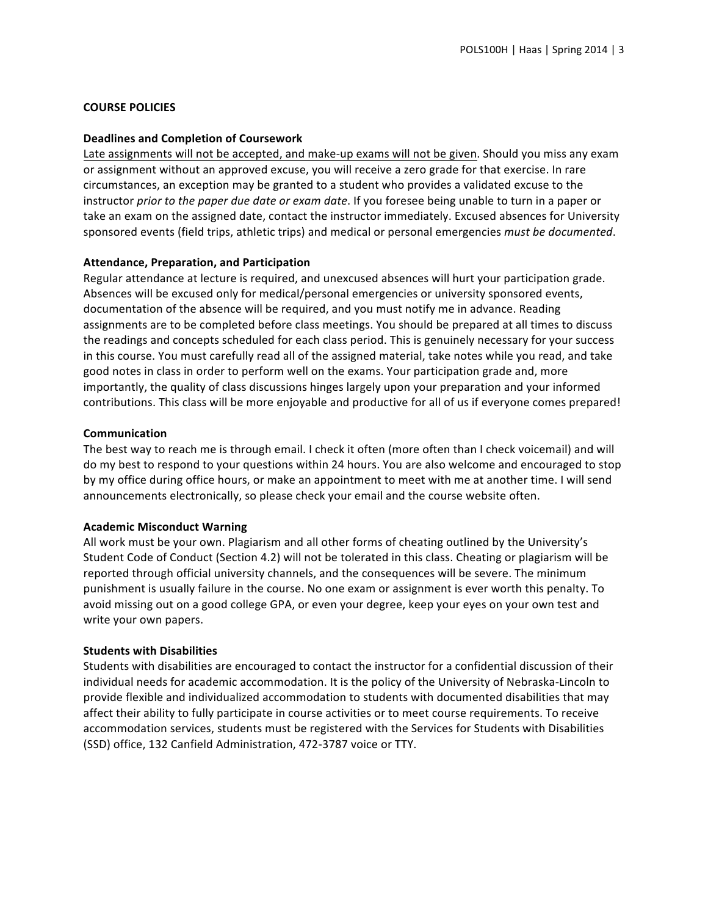## COURSE POLICIES

### Deadlines and Completion of Coursework

<u>Late assignments will not be accepted, and make-up exams will not be given</u>. Should you miss any exam or assignment without an approved excuse, you will receive a zero grade for that exercise. In rare circumstances, an exception may be granted to a student who provides a validated excuse to the instructor *prior to the paper due date or exam date*. If you foresee being unable to turn in a paper or take an exam on the assigned date, contact the instructor immediately. Excused absences for University sponsored events (field trips, athletic trips) and medical or personal emergencies *must be documented*.

### Attendance, Preparation, and Participation

Regular attendance at lecture is required, and unexcused absences will hurt your participation grade. Absences will be excused only for medical/personal emergencies or university sponsored events, documentation of the absence will be required, and you must notify me in advance. Reading assignments are to be completed before class meetings. You should be prepared at all times to discuss the readings and concepts scheduled for each class period. This is genuinely necessary for your success in this course. You must carefully read all of the assigned material, take notes while you read, and take good notes in class in order to perform well on the exams. Your participation grade and, more importantly, the quality of class discussions hinges largely upon your preparation and your informed contributions. This class will be more enjoyable and productive for all of us if everyone comes prepared!

### Communication

The best way to reach me is through email. I check it often (more often than I check voicemail) and will do my best to respond to your questions within 24 hours. You are also welcome and encouraged to stop by my office during office hours, or make an appointment to meet with me at another time. I will send announcements electronically, so please check your email and the course website often.

### Academic Misconduct Warning

All work must be your own. Plagiarism and all other forms of cheating outlined by the University's Student Code of Conduct (Section 4.2) will not be tolerated in this class. Cheating or plagiarism will be reported through official university channels, and the consequences will be severe. The minimum punishment is usually failure in the course. No one exam or assignment is ever worth this penalty. To avoid missing out on a good college GPA, or even your degree, keep your eyes on your own test and write your own papers.

### Students with Disabilities

Students with disabilities are encouraged to contact the instructor for a confidential discussion of their individual needs for academic accommodation. It is the policy of the University of Nebraska-Lincoln to provide flexible and individualized accommodation to students with documented disabilities that may affect their ability to fully participate in course activities or to meet course requirements. To receive accommodation services, students must be registered with the Services for Students with Disabilities (SSD) office, 132 Canfield Administration, 472-3787 voice or TTY.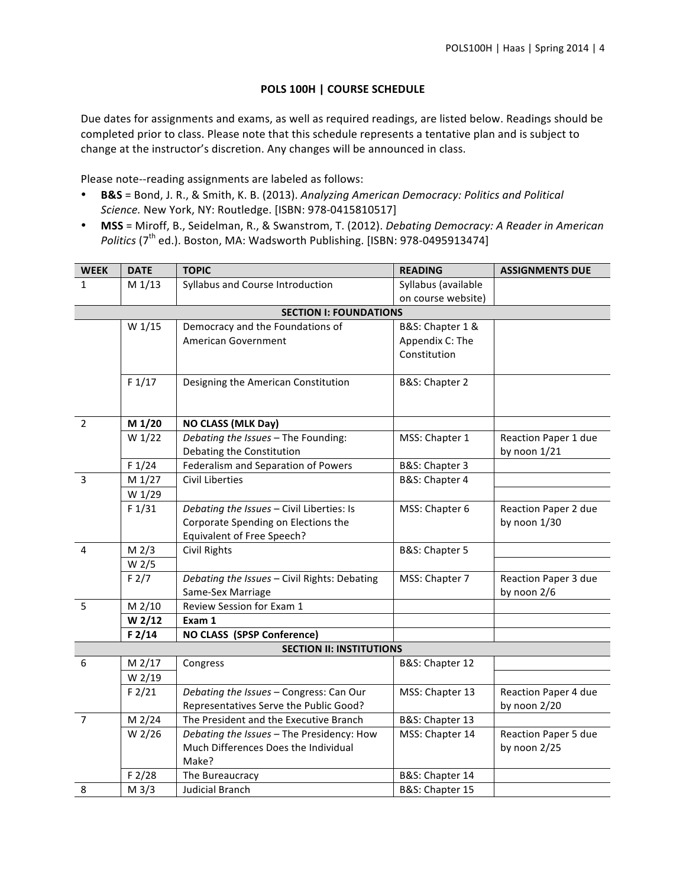## POLS 100H | COURSE SCHEDULE

Due dates for assignments and exams, as well as required readings, are listed below. Readings should be completed prior to class. Please note that this schedule represents a tentative plan and is subject to change at the instructor's discretion. Any changes will be announced in class.

Please note--reading assignments are labeled as follows:

- **B&S** = Bond, J. R., & Smith, K. B. (2013). *Analyzing American Democracy: Politics and Political Science.* New York, NY: Routledge. [ISBN: 978-0415810517]
- **MSS** = Miroff, B., Seidelman, R., & Swanstrom, T. (2012). *Debating Democracy: A Reader in American Politics* (7th ed.). Boston, MA: Wadsworth Publishing. [ISBN: 978-0495913474]

| WEEK | DATE | TOPIC | READING | ASSIGNMENTS DUE |
|---|---|---|---|---|
| 1 | M 1/13 | Syllabus and Course Introduction | Syllabus (available on course website) | |
| | | **SECTION I: FOUNDATIONS** | | |
| | W 1/15 | Democracy and the Foundations of American Government | B&S: Chapter 1 & Appendix C: The Constitution | |
| | F 1/17 | Designing the American Constitution | B&S: Chapter 2 | |
| 2 | **M 1/20** | **NO CLASS (MLK Day)** | | |
| | W 1/22 | *Debating the Issues* – The Founding: Debating the Constitution | MSS: Chapter 1 | Reaction Paper 1 due by noon 1/21 |
| | F 1/24 | Federalism and Separation of Powers | B&S: Chapter 3 | |
| 3 | M 1/27 | Civil Liberties | B&S: Chapter 4 | |
| | W 1/29 | | | |
| | F 1/31 | *Debating the Issues* – Civil Liberties: Is Corporate Spending on Elections the Equivalent of Free Speech? | MSS: Chapter 6 | Reaction Paper 2 due by noon 1/30 |
| 4 | M 2/3 | Civil Rights | B&S: Chapter 5 | |
| | W 2/5 | | | |
| | F 2/7 | *Debating the Issues* – Civil Rights: Debating Same-Sex Marriage | MSS: Chapter 7 | Reaction Paper 3 due by noon 2/6 |
| 5 | M 2/10 | Review Session for Exam 1 | | |
| | **W 2/12** | **Exam 1** | | |
| | **F 2/14** | **NO CLASS (SPSP Conference)** | | |
| | | **SECTION II: INSTITUTIONS** | | |
| 6 | M 2/17 | Congress | B&S: Chapter 12 | |
| | W 2/19 | | | |
| | F 2/21 | *Debating the Issues* – Congress: Can Our Representatives Serve the Public Good? | MSS: Chapter 13 | Reaction Paper 4 due by noon 2/20 |
| 7 | M 2/24 | The President and the Executive Branch | B&S: Chapter 13 | |
| | W 2/26 | *Debating the Issues* – The Presidency: How Much Differences Does the Individual Make? | MSS: Chapter 14 | Reaction Paper 5 due by noon 2/25 |
| | F 2/28 | The Bureaucracy | B&S: Chapter 14 | |
| 8 | M 3/3 | Judicial Branch | B&S: Chapter 15 | |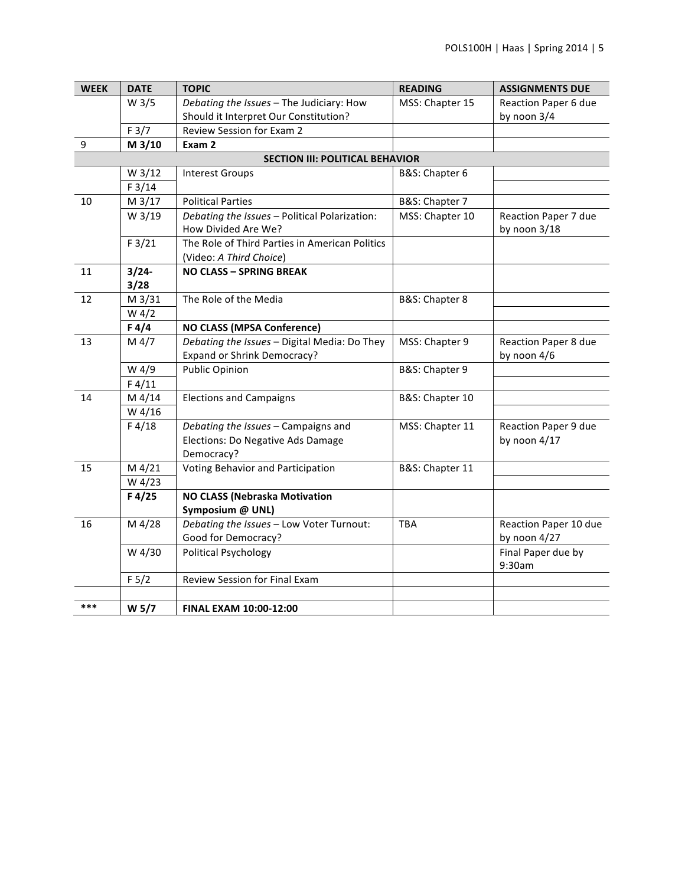| WEEK | DATE | TOPIC | READING | ASSIGNMENTS DUE |
|---|---|---|---|---|
| | W 3/5 | *Debating the Issues* – The Judiciary: How Should it Interpret Our Constitution? | MSS: Chapter 15 | Reaction Paper 6 due by noon 3/4 |
| | F 3/7 | Review Session for Exam 2 | | |
| 9 | **M 3/10** | **Exam 2** | | |
| | | **SECTION III: POLITICAL BEHAVIOR** | | |
| | W 3/12 | Interest Groups | B&S: Chapter 6 | |
| | F 3/14 | | | |
| 10 | M 3/17 | Political Parties | B&S: Chapter 7 | |
| | W 3/19 | *Debating the Issues* – Political Polarization: How Divided Are We? | MSS: Chapter 10 | Reaction Paper 7 due by noon 3/18 |
| | F 3/21 | The Role of Third Parties in American Politics (Video: *A Third Choice*) | | |
| 11 | **3/24-3/28** | **NO CLASS – SPRING BREAK** | | |
| 12 | M 3/31 | The Role of the Media | B&S: Chapter 8 | |
| | W 4/2 | | | |
| | **F 4/4** | **NO CLASS (MPSA Conference)** | | |
| 13 | M 4/7 | *Debating the Issues* – Digital Media: Do They Expand or Shrink Democracy? | MSS: Chapter 9 | Reaction Paper 8 due by noon 4/6 |
| | W 4/9 | Public Opinion | B&S: Chapter 9 | |
| | F 4/11 | | | |
| 14 | M 4/14 | Elections and Campaigns | B&S: Chapter 10 | |
| | W 4/16 | | | |
| | F 4/18 | *Debating the Issues* – Campaigns and Elections: Do Negative Ads Damage Democracy? | MSS: Chapter 11 | Reaction Paper 9 due by noon 4/17 |
| 15 | M 4/21 | Voting Behavior and Participation | B&S: Chapter 11 | |
| | W 4/23 | | | |
| | **F 4/25** | **NO CLASS (Nebraska Motivation Symposium @ UNL)** | | |
| 16 | M 4/28 | *Debating the Issues* – Low Voter Turnout: Good for Democracy? | TBA | Reaction Paper 10 due by noon 4/27 |
| | W 4/30 | Political Psychology | | Final Paper due by 9:30am |
| | F 5/2 | Review Session for Final Exam | | |
| | | | | |
| *** | **W 5/7** | **FINAL EXAM 10:00-12:00** | | |